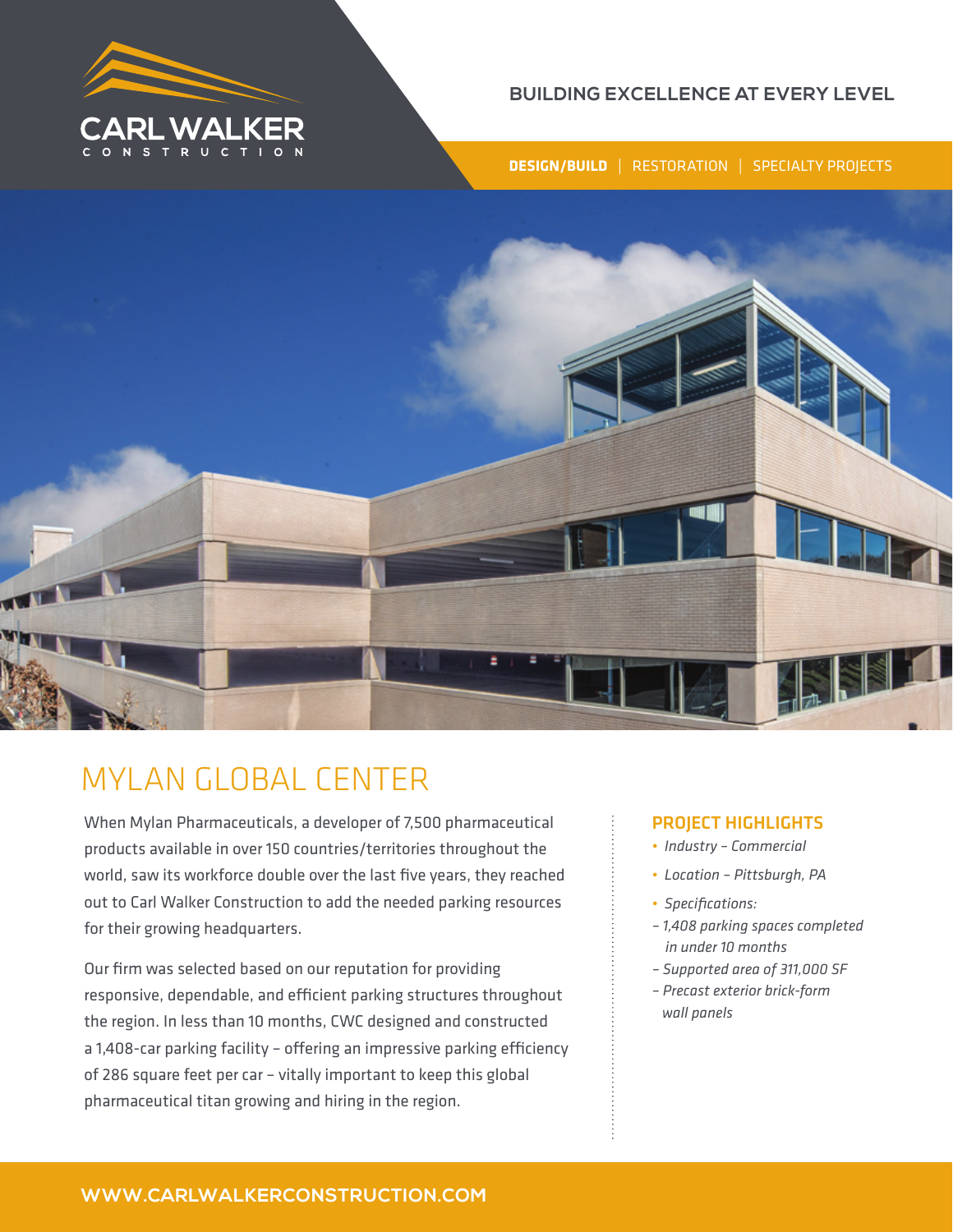CARL WALKER
CONSTRUCTION

BUILDING EXCELLENCE AT EVERY LEVEL

**DESIGN/BUILD** | RESTORATION | SPECIALTY PROJECTS

# MYLAN GLOBAL CENTER

When Mylan Pharmaceuticals, a developer of 7,500 pharmaceutical products available in over 150 countries/territories throughout the world, saw its workforce double over the last five years, they reached out to Carl Walker Construction to add the needed parking resources for their growing headquarters.

Our firm was selected based on our reputation for providing responsive, dependable, and efficient parking structures throughout the region. In less than 10 months, CWC designed and constructed a 1,408-car parking facility – offering an impressive parking efficiency of 286 square feet per car – vitally important to keep this global pharmaceutical titan growing and hiring in the region.

## PROJECT HIGHLIGHTS

- *Industry – Commercial*
- *Location – Pittsburgh, PA*
- *Specifications:*
  - *1,408 parking spaces completed in under 10 months*
  - *Supported area of 311,000 SF*
  - *Precast exterior brick-form wall panels*

WWW.CARLWALKERCONSTRUCTION.COM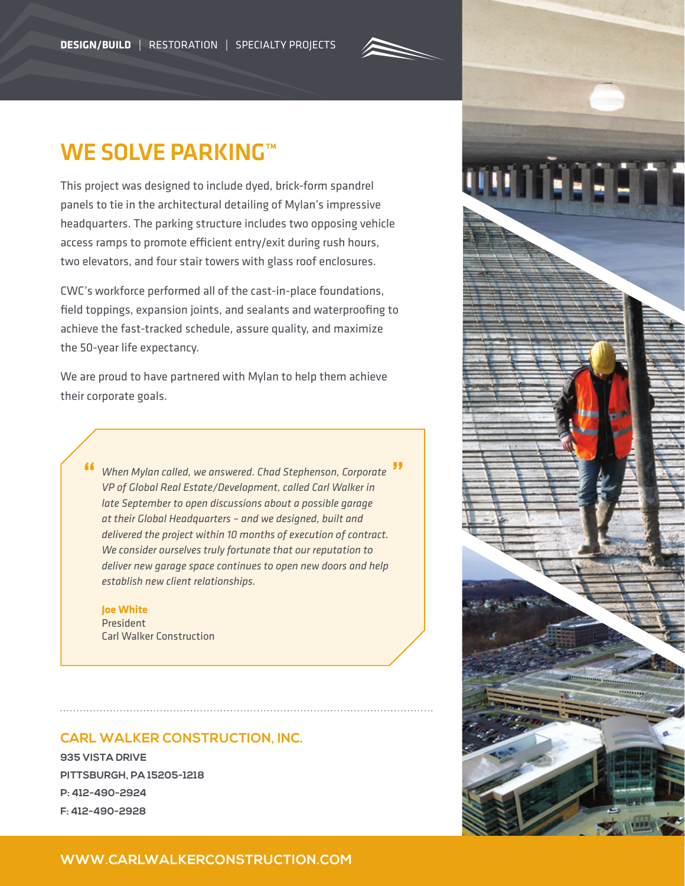DESIGN/BUILD | RESTORATION | SPECIALTY PROJECTS

# WE SOLVE PARKING™

This project was designed to include dyed, brick-form spandrel panels to tie in the architectural detailing of Mylan's impressive headquarters. The parking structure includes two opposing vehicle access ramps to promote efficient entry/exit during rush hours, two elevators, and four stair towers with glass roof enclosures.

CWC's workforce performed all of the cast-in-place foundations, field toppings, expansion joints, and sealants and waterproofing to achieve the fast-tracked schedule, assure quality, and maximize the 50-year life expectancy.

We are proud to have partnered with Mylan to help them achieve their corporate goals.

> *"When Mylan called, we answered. Chad Stephenson, Corporate VP of Global Real Estate/Development, called Carl Walker in late September to open discussions about a possible garage at their Global Headquarters – and we designed, built and delivered the project within 10 months of execution of contract. We consider ourselves truly fortunate that our reputation to deliver new garage space continues to open new doors and help establish new client relationships."*
>
> **Joe White**
> President
> Carl Walker Construction

## CARL WALKER CONSTRUCTION, INC.

935 VISTA DRIVE
PITTSBURGH, PA 15205-1218
P: 412-490-2924
F: 412-490-2928

WWW.CARLWALKERCONSTRUCTION.COM